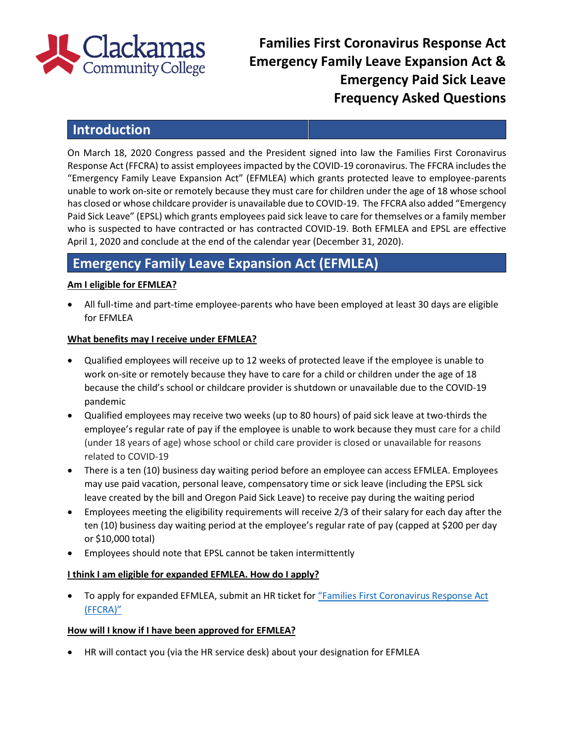# Families First Coronavirus Response Act Emergency Family Leave Expansion Act & Emergency Paid Sick Leave Frequency Asked Questions

## Introduction

On March 18, 2020 Congress passed and the President signed into law the Families First Coronavirus Response Act (FFCRA) to assist employees impacted by the COVID-19 coronavirus. The FFCRA includes the "Emergency Family Leave Expansion Act" (EFMLEA) which grants protected leave to employee-parents unable to work on-site or remotely because they must care for children under the age of 18 whose school has closed or whose childcare provider is unavailable due to COVID-19. The FFCRA also added "Emergency Paid Sick Leave" (EPSL) which grants employees paid sick leave to care for themselves or a family member who is suspected to have contracted or has contracted COVID-19. Both EFMLEA and EPSL are effective April 1, 2020 and conclude at the end of the calendar year (December 31, 2020).

## Emergency Family Leave Expansion Act (EFMLEA)

**Am I eligible for EFMLEA?**

- All full-time and part-time employee-parents who have been employed at least 30 days are eligible for EFMLEA

**What benefits may I receive under EFMLEA?**

- Qualified employees will receive up to 12 weeks of protected leave if the employee is unable to work on-site or remotely because they have to care for a child or children under the age of 18 because the child's school or childcare provider is shutdown or unavailable due to the COVID-19 pandemic
- Qualified employees may receive two weeks (up to 80 hours) of paid sick leave at two-thirds the employee's regular rate of pay if the employee is unable to work because they must care for a child (under 18 years of age) whose school or child care provider is closed or unavailable for reasons related to COVID-19
- There is a ten (10) business day waiting period before an employee can access EFMLEA. Employees may use paid vacation, personal leave, compensatory time or sick leave (including the EPSL sick leave created by the bill and Oregon Paid Sick Leave) to receive pay during the waiting period
- Employees meeting the eligibility requirements will receive 2/3 of their salary for each day after the ten (10) business day waiting period at the employee's regular rate of pay (capped at $200 per day or $10,000 total)
- Employees should note that EPSL cannot be taken intermittently

**I think I am eligible for expanded EFMLEA. How do I apply?**

- To apply for expanded EFMLEA, submit an HR ticket for "Families First Coronavirus Response Act (FFCRA)"

**How will I know if I have been approved for EFMLEA?**

- HR will contact you (via the HR service desk) about your designation for EFMLEA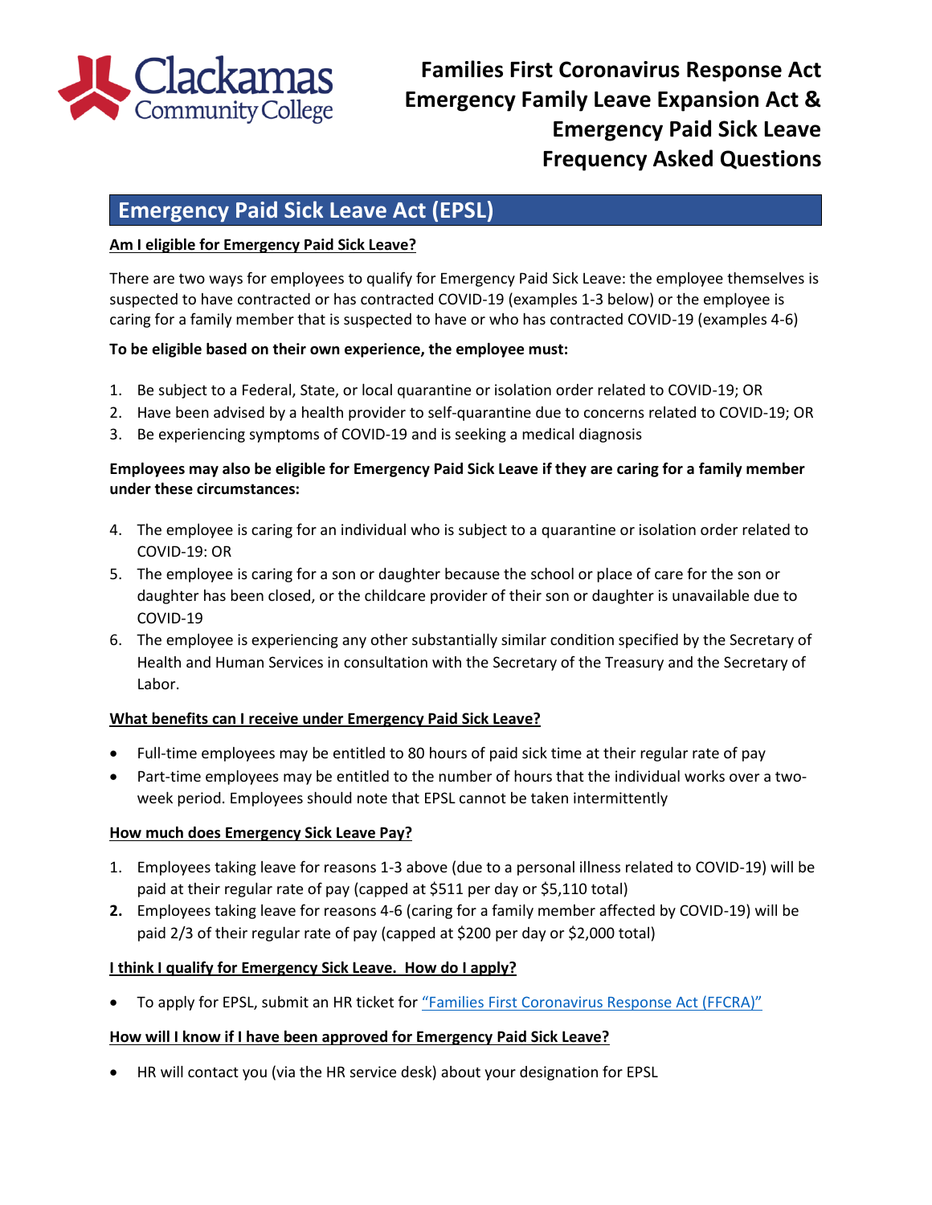# Families First Coronavirus Response Act Emergency Family Leave Expansion Act & Emergency Paid Sick Leave Frequency Asked Questions

## Emergency Paid Sick Leave Act (EPSL)

**Am I eligible for Emergency Paid Sick Leave?**

There are two ways for employees to qualify for Emergency Paid Sick Leave: the employee themselves is suspected to have contracted or has contracted COVID-19 (examples 1-3 below) or the employee is caring for a family member that is suspected to have or who has contracted COVID-19 (examples 4-6)

**To be eligible based on their own experience, the employee must:**

1. Be subject to a Federal, State, or local quarantine or isolation order related to COVID-19; OR
2. Have been advised by a health provider to self-quarantine due to concerns related to COVID-19; OR
3. Be experiencing symptoms of COVID-19 and is seeking a medical diagnosis

**Employees may also be eligible for Emergency Paid Sick Leave if they are caring for a family member under these circumstances:**

4. The employee is caring for an individual who is subject to a quarantine or isolation order related to COVID-19: OR
5. The employee is caring for a son or daughter because the school or place of care for the son or daughter has been closed, or the childcare provider of their son or daughter is unavailable due to COVID-19
6. The employee is experiencing any other substantially similar condition specified by the Secretary of Health and Human Services in consultation with the Secretary of the Treasury and the Secretary of Labor.

**What benefits can I receive under Emergency Paid Sick Leave?**

- Full-time employees may be entitled to 80 hours of paid sick time at their regular rate of pay
- Part-time employees may be entitled to the number of hours that the individual works over a two-week period. Employees should note that EPSL cannot be taken intermittently

**How much does Emergency Sick Leave Pay?**

1. Employees taking leave for reasons 1-3 above (due to a personal illness related to COVID-19) will be paid at their regular rate of pay (capped at $511 per day or $5,110 total)
2. Employees taking leave for reasons 4-6 (caring for a family member affected by COVID-19) will be paid 2/3 of their regular rate of pay (capped at $200 per day or $2,000 total)

**I think I qualify for Emergency Sick Leave. How do I apply?**

- To apply for EPSL, submit an HR ticket for "Families First Coronavirus Response Act (FFCRA)"

**How will I know if I have been approved for Emergency Paid Sick Leave?**

- HR will contact you (via the HR service desk) about your designation for EPSL